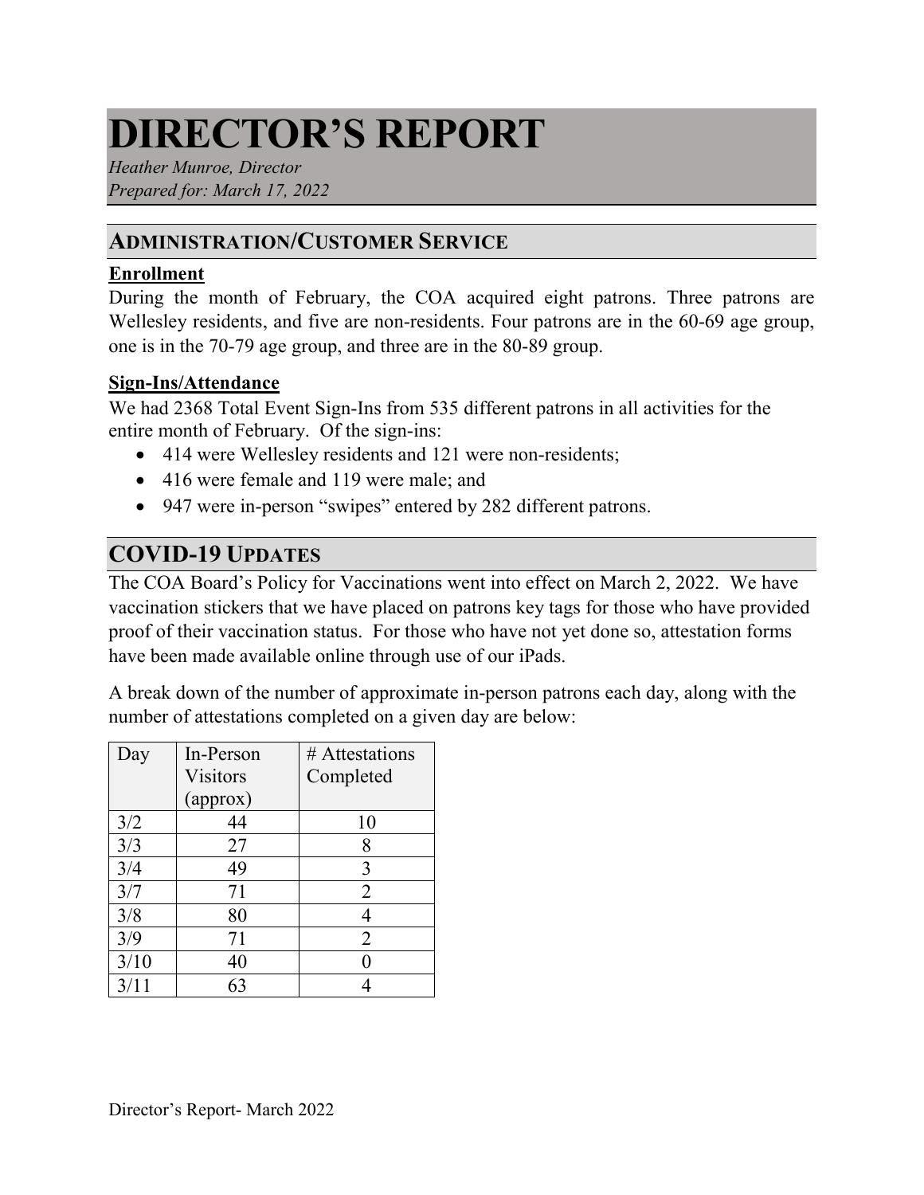# DIRECTOR'S REPORT

*Heather Munroe, Director*
*Prepared for: March 17, 2022*

## ADMINISTRATION/CUSTOMER SERVICE

**Enrollment**

During the month of February, the COA acquired eight patrons. Three patrons are Wellesley residents, and five are non-residents. Four patrons are in the 60-69 age group, one is in the 70-79 age group, and three are in the 80-89 group.

**Sign-Ins/Attendance**

We had 2368 Total Event Sign-Ins from 535 different patrons in all activities for the entire month of February. Of the sign-ins:

- 414 were Wellesley residents and 121 were non-residents;
- 416 were female and 119 were male; and
- 947 were in-person "swipes" entered by 282 different patrons.

## COVID-19 UPDATES

The COA Board's Policy for Vaccinations went into effect on March 2, 2022. We have vaccination stickers that we have placed on patrons key tags for those who have provided proof of their vaccination status. For those who have not yet done so, attestation forms have been made available online through use of our iPads.

A break down of the number of approximate in-person patrons each day, along with the number of attestations completed on a given day are below:

| Day | In-Person Visitors (approx) | # Attestations Completed |
|---|---|---|
| 3/2 | 44 | 10 |
| 3/3 | 27 | 8 |
| 3/4 | 49 | 3 |
| 3/7 | 71 | 2 |
| 3/8 | 80 | 4 |
| 3/9 | 71 | 2 |
| 3/10 | 40 | 0 |
| 3/11 | 63 | 4 |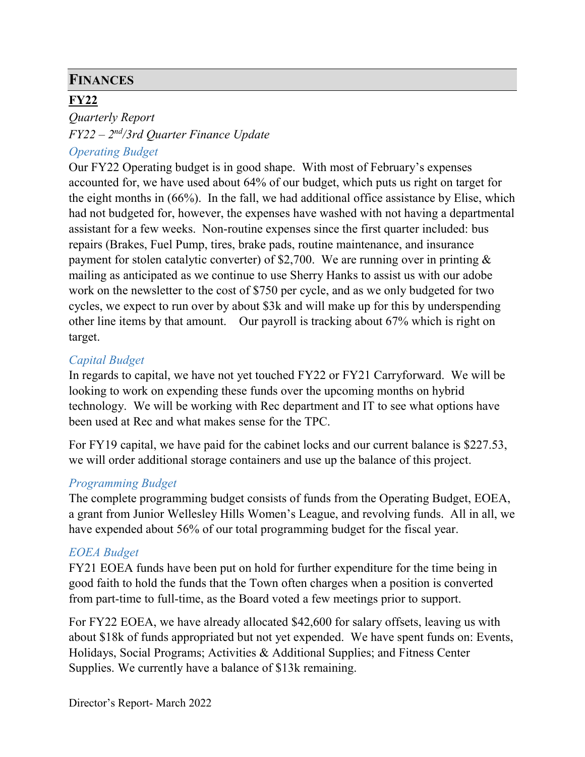## FINANCES

**FY22**

*Quarterly Report*

*FY22 – 2nd/3rd Quarter Finance Update*

### *Operating Budget*

Our FY22 Operating budget is in good shape. With most of February's expenses accounted for, we have used about 64% of our budget, which puts us right on target for the eight months in (66%). In the fall, we had additional office assistance by Elise, which had not budgeted for, however, the expenses have washed with not having a departmental assistant for a few weeks. Non-routine expenses since the first quarter included: bus repairs (Brakes, Fuel Pump, tires, brake pads, routine maintenance, and insurance payment for stolen catalytic converter) of $2,700. We are running over in printing & mailing as anticipated as we continue to use Sherry Hanks to assist us with our adobe work on the newsletter to the cost of $750 per cycle, and as we only budgeted for two cycles, we expect to run over by about $3k and will make up for this by underspending other line items by that amount. Our payroll is tracking about 67% which is right on target.

### *Capital Budget*

In regards to capital, we have not yet touched FY22 or FY21 Carryforward. We will be looking to work on expending these funds over the upcoming months on hybrid technology. We will be working with Rec department and IT to see what options have been used at Rec and what makes sense for the TPC.

For FY19 capital, we have paid for the cabinet locks and our current balance is $227.53, we will order additional storage containers and use up the balance of this project.

### *Programming Budget*

The complete programming budget consists of funds from the Operating Budget, EOEA, a grant from Junior Wellesley Hills Women's League, and revolving funds. All in all, we have expended about 56% of our total programming budget for the fiscal year.

### *EOEA Budget*

FY21 EOEA funds have been put on hold for further expenditure for the time being in good faith to hold the funds that the Town often charges when a position is converted from part-time to full-time, as the Board voted a few meetings prior to support.

For FY22 EOEA, we have already allocated $42,600 for salary offsets, leaving us with about $18k of funds appropriated but not yet expended. We have spent funds on: Events, Holidays, Social Programs; Activities & Additional Supplies; and Fitness Center Supplies. We currently have a balance of $13k remaining.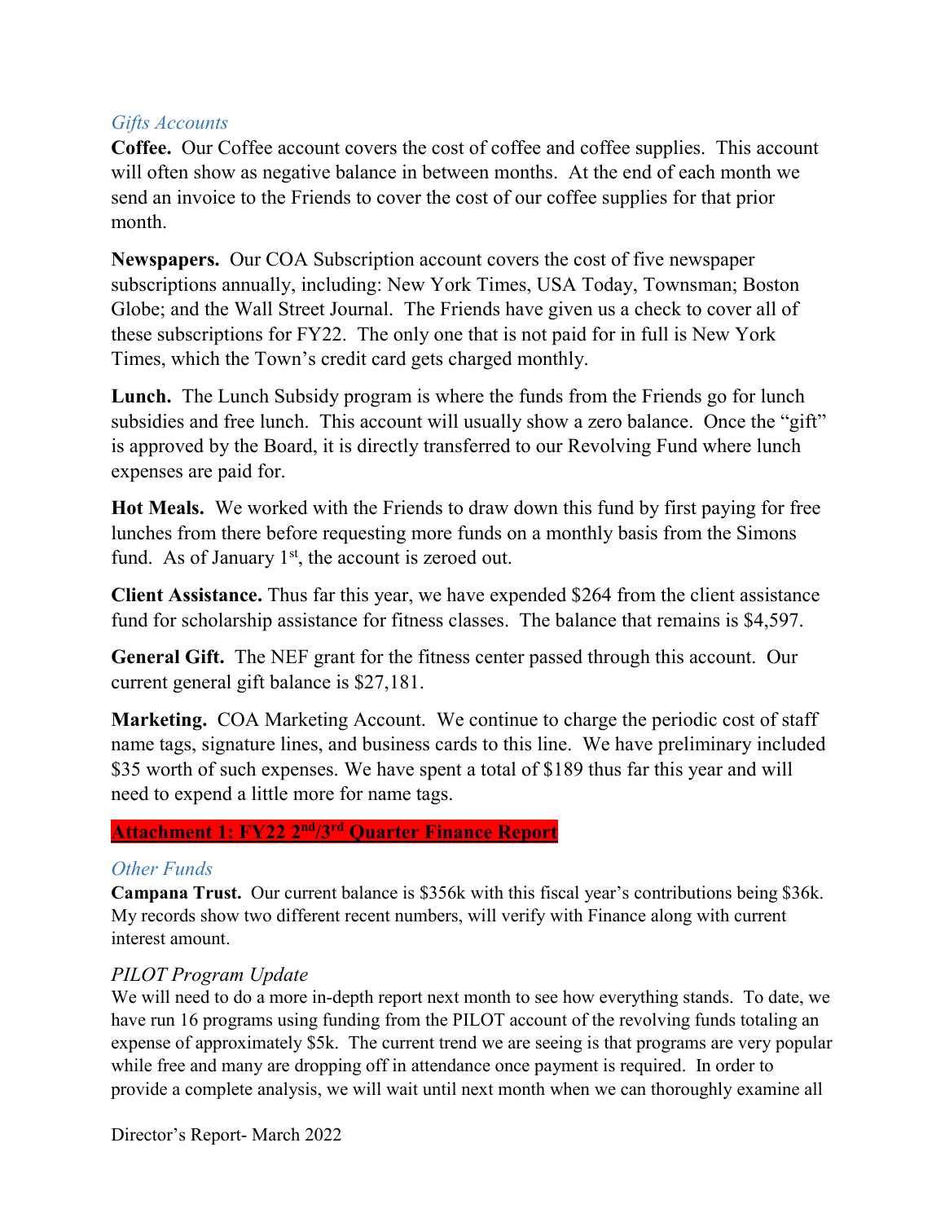### *Gifts Accounts*

**Coffee.** Our Coffee account covers the cost of coffee and coffee supplies. This account will often show as negative balance in between months. At the end of each month we send an invoice to the Friends to cover the cost of our coffee supplies for that prior month.

**Newspapers.** Our COA Subscription account covers the cost of five newspaper subscriptions annually, including: New York Times, USA Today, Townsman; Boston Globe; and the Wall Street Journal. The Friends have given us a check to cover all of these subscriptions for FY22. The only one that is not paid for in full is New York Times, which the Town's credit card gets charged monthly.

**Lunch.** The Lunch Subsidy program is where the funds from the Friends go for lunch subsidies and free lunch. This account will usually show a zero balance. Once the "gift" is approved by the Board, it is directly transferred to our Revolving Fund where lunch expenses are paid for.

**Hot Meals.** We worked with the Friends to draw down this fund by first paying for free lunches from there before requesting more funds on a monthly basis from the Simons fund. As of January 1st, the account is zeroed out.

**Client Assistance.** Thus far this year, we have expended $264 from the client assistance fund for scholarship assistance for fitness classes. The balance that remains is $4,597.

**General Gift.** The NEF grant for the fitness center passed through this account. Our current general gift balance is $27,181.

**Marketing.** COA Marketing Account. We continue to charge the periodic cost of staff name tags, signature lines, and business cards to this line. We have preliminary included $35 worth of such expenses. We have spent a total of $189 thus far this year and will need to expend a little more for name tags.

**Attachment 1: FY22 2nd/3rd Quarter Finance Report**

### *Other Funds*

**Campana Trust.** Our current balance is $356k with this fiscal year's contributions being $36k. My records show two different recent numbers, will verify with Finance along with current interest amount.

### *PILOT Program Update*

We will need to do a more in-depth report next month to see how everything stands. To date, we have run 16 programs using funding from the PILOT account of the revolving funds totaling an expense of approximately $5k. The current trend we are seeing is that programs are very popular while free and many are dropping off in attendance once payment is required. In order to provide a complete analysis, we will wait until next month when we can thoroughly examine all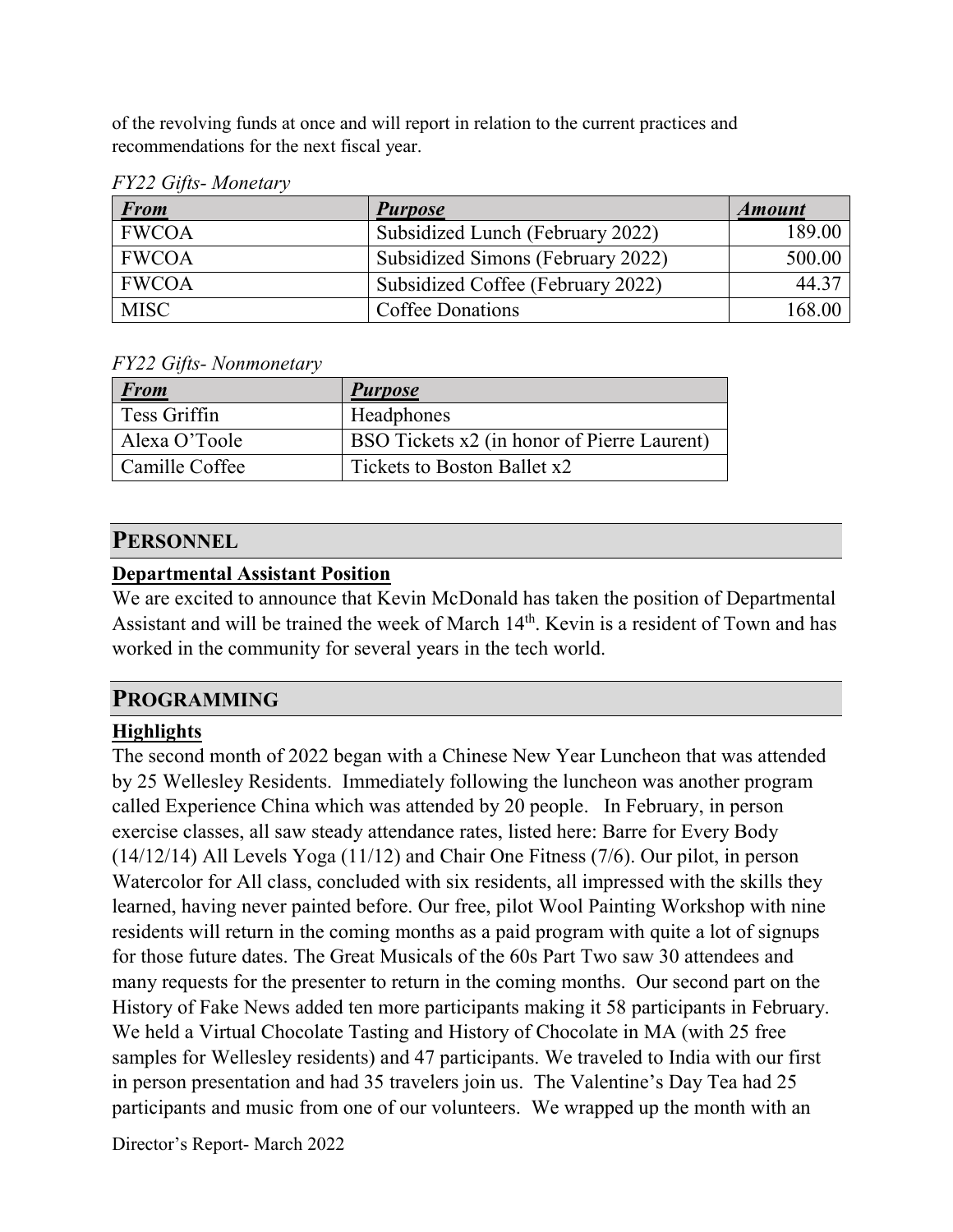of the revolving funds at once and will report in relation to the current practices and recommendations for the next fiscal year.

*FY22 Gifts- Monetary*

| ***From*** | ***Purpose*** | ***Amount*** |
|---|---|---|
| FWCOA | Subsidized Lunch (February 2022) | 189.00 |
| FWCOA | Subsidized Simons (February 2022) | 500.00 |
| FWCOA | Subsidized Coffee (February 2022) | 44.37 |
| MISC | Coffee Donations | 168.00 |

*FY22 Gifts- Nonmonetary*

| ***From*** | ***Purpose*** |
|---|---|
| Tess Griffin | Headphones |
| Alexa O'Toole | BSO Tickets x2 (in honor of Pierre Laurent) |
| Camille Coffee | Tickets to Boston Ballet x2 |

## PERSONNEL

**Departmental Assistant Position**

We are excited to announce that Kevin McDonald has taken the position of Departmental Assistant and will be trained the week of March 14th. Kevin is a resident of Town and has worked in the community for several years in the tech world.

## PROGRAMMING

**Highlights**

The second month of 2022 began with a Chinese New Year Luncheon that was attended by 25 Wellesley Residents. Immediately following the luncheon was another program called Experience China which was attended by 20 people. In February, in person exercise classes, all saw steady attendance rates, listed here: Barre for Every Body (14/12/14) All Levels Yoga (11/12) and Chair One Fitness (7/6). Our pilot, in person Watercolor for All class, concluded with six residents, all impressed with the skills they learned, having never painted before. Our free, pilot Wool Painting Workshop with nine residents will return in the coming months as a paid program with quite a lot of signups for those future dates. The Great Musicals of the 60s Part Two saw 30 attendees and many requests for the presenter to return in the coming months. Our second part on the History of Fake News added ten more participants making it 58 participants in February. We held a Virtual Chocolate Tasting and History of Chocolate in MA (with 25 free samples for Wellesley residents) and 47 participants. We traveled to India with our first in person presentation and had 35 travelers join us. The Valentine's Day Tea had 25 participants and music from one of our volunteers. We wrapped up the month with an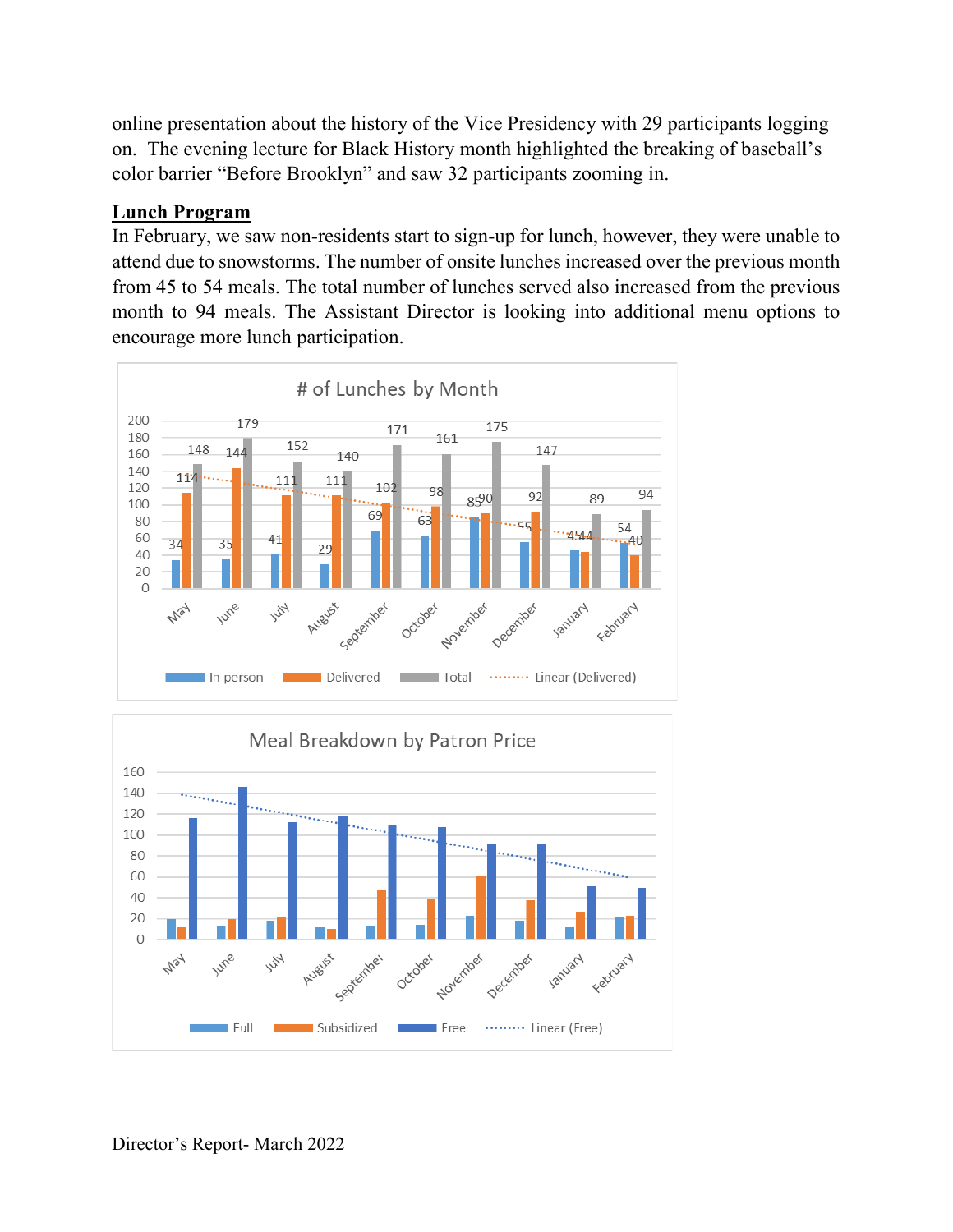online presentation about the history of the Vice Presidency with 29 participants logging on. The evening lecture for Black History month highlighted the breaking of baseball's color barrier "Before Brooklyn" and saw 32 participants zooming in.

**Lunch Program**

In February, we saw non-residents start to sign-up for lunch, however, they were unable to attend due to snowstorms. The number of onsite lunches increased over the previous month from 45 to 54 meals. The total number of lunches served also increased from the previous month to 94 meals. The Assistant Director is looking into additional menu options to encourage more lunch participation.

**# of Lunches by Month**

| Month | In-person | Delivered | Total |
|---|---|---|---|
| May | 34 | 114 | 148 |
| June | 35 | 144 | 179 |
| July | 41 | 111 | 152 |
| August | 29 | 111 | 140 |
| September | 69 | 102 | 171 |
| October | 63 | 98 | 161 |
| November | 85 | 90 | 175 |
| December | 55 | 92 | 147 |
| January | 45 | 44 | 89 |
| February | 54 | 40 | 94 |

**Meal Breakdown by Patron Price**

Full, Subsidized, Free, Linear (Free) — May through February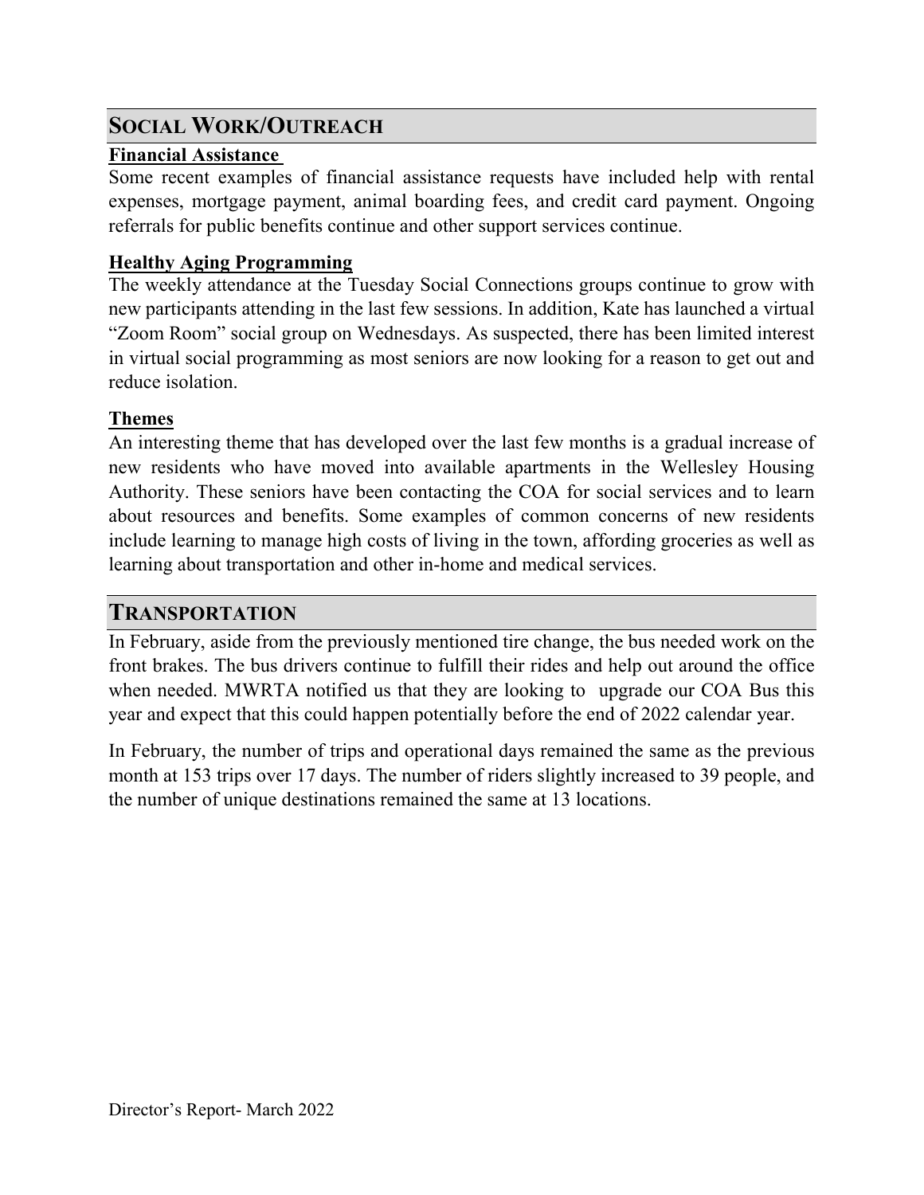## SOCIAL WORK/OUTREACH

**Financial Assistance**

Some recent examples of financial assistance requests have included help with rental expenses, mortgage payment, animal boarding fees, and credit card payment. Ongoing referrals for public benefits continue and other support services continue.

**Healthy Aging Programming**

The weekly attendance at the Tuesday Social Connections groups continue to grow with new participants attending in the last few sessions. In addition, Kate has launched a virtual "Zoom Room" social group on Wednesdays. As suspected, there has been limited interest in virtual social programming as most seniors are now looking for a reason to get out and reduce isolation.

**Themes**

An interesting theme that has developed over the last few months is a gradual increase of new residents who have moved into available apartments in the Wellesley Housing Authority. These seniors have been contacting the COA for social services and to learn about resources and benefits. Some examples of common concerns of new residents include learning to manage high costs of living in the town, affording groceries as well as learning about transportation and other in-home and medical services.

## TRANSPORTATION

In February, aside from the previously mentioned tire change, the bus needed work on the front brakes. The bus drivers continue to fulfill their rides and help out around the office when needed. MWRTA notified us that they are looking to upgrade our COA Bus this year and expect that this could happen potentially before the end of 2022 calendar year.

In February, the number of trips and operational days remained the same as the previous month at 153 trips over 17 days. The number of riders slightly increased to 39 people, and the number of unique destinations remained the same at 13 locations.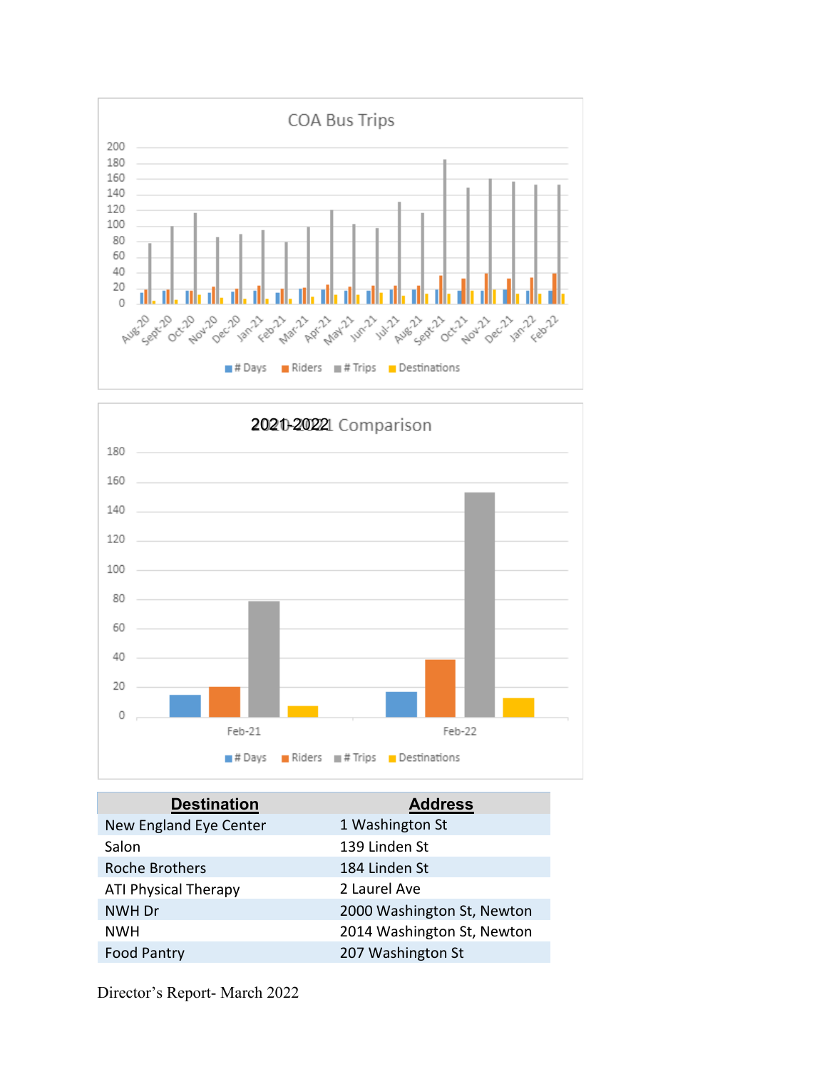## COA Bus Trips

## 2021-2022 Comparison

| Destination | Address |
|---|---|
| New England Eye Center | 1 Washington St |
| Salon | 139 Linden St |
| Roche Brothers | 184 Linden St |
| ATI Physical Therapy | 2 Laurel Ave |
| NWH Dr | 2000 Washington St, Newton |
| NWH | 2014 Washington St, Newton |
| Food Pantry | 207 Washington St |

Director's Report- March 2022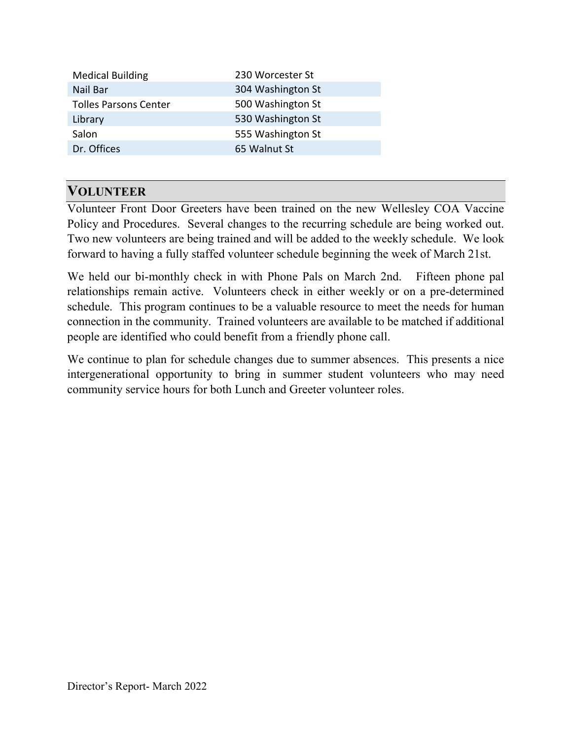| Medical Building | 230 Worcester St |
| --- | --- |
| Nail Bar | 304 Washington St |
| Tolles Parsons Center | 500 Washington St |
| Library | 530 Washington St |
| Salon | 555 Washington St |
| Dr. Offices | 65 Walnut St |

## VOLUNTEER

Volunteer Front Door Greeters have been trained on the new Wellesley COA Vaccine Policy and Procedures. Several changes to the recurring schedule are being worked out. Two new volunteers are being trained and will be added to the weekly schedule. We look forward to having a fully staffed volunteer schedule beginning the week of March 21st.

We held our bi-monthly check in with Phone Pals on March 2nd. Fifteen phone pal relationships remain active. Volunteers check in either weekly or on a pre-determined schedule. This program continues to be a valuable resource to meet the needs for human connection in the community. Trained volunteers are available to be matched if additional people are identified who could benefit from a friendly phone call.

We continue to plan for schedule changes due to summer absences. This presents a nice intergenerational opportunity to bring in summer student volunteers who may need community service hours for both Lunch and Greeter volunteer roles.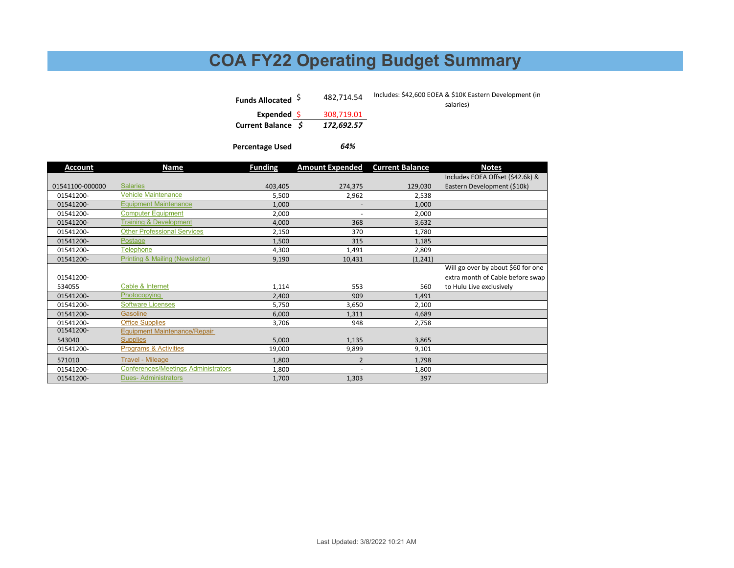# COA FY22 Operating Budget Summary

| | | |
|---|---|---|
| **Funds Allocated** | $ 482,714.54 | Includes: $42,600 EOEA & $10K Eastern Development (in salaries) |
| **Expended** | $ 308,719.01 | |
| **Current Balance** | ***$ 172,692.57*** | |
| **Percentage Used** | ***64%*** | |

| Account | Name | Funding | Amount Expended | Current Balance | Notes |
|---|---|---|---|---|---|
| 01541100-000000 | Salaries | 403,405 | 274,375 | 129,030 | Includes EOEA Offset ($42.6k) & Eastern Development ($10k) |
| 01541200- | Vehicle Maintenance | 5,500 | 2,962 | 2,538 | |
| 01541200- | Equipment Maintenance | 1,000 | - | 1,000 | |
| 01541200- | Computer Equipment | 2,000 | - | 2,000 | |
| 01541200- | Training & Development | 4,000 | 368 | 3,632 | |
| 01541200- | Other Professional Services | 2,150 | 370 | 1,780 | |
| 01541200- | Postage | 1,500 | 315 | 1,185 | |
| 01541200- | Telephone | 4,300 | 1,491 | 2,809 | |
| 01541200- | Printing & Mailing (Newsletter) | 9,190 | 10,431 | (1,241) | |
| 01541200-534055 | Cable & Internet | 1,114 | 553 | 560 | Will go over by about $60 for one extra month of Cable before swap to Hulu Live exclusively |
| 01541200- | Photocopying | 2,400 | 909 | 1,491 | |
| 01541200- | Software Licenses | 5,750 | 3,650 | 2,100 | |
| 01541200- | Gasoline | 6,000 | 1,311 | 4,689 | |
| 01541200- | Office Supplies | 3,706 | 948 | 2,758 | |
| 01541200-543040 | Equipment Maintenance/Repair Supplies | 5,000 | 1,135 | 3,865 | |
| 01541200- | Programs & Activities | 19,000 | 9,899 | 9,101 | |
| 571010 | Travel - Mileage | 1,800 | 2 | 1,798 | |
| 01541200- | Conferences/Meetings Administrators | 1,800 | - | 1,800 | |
| 01541200- | Dues- Administrators | 1,700 | 1,303 | 397 | |

Last Updated: 3/8/2022 10:21 AM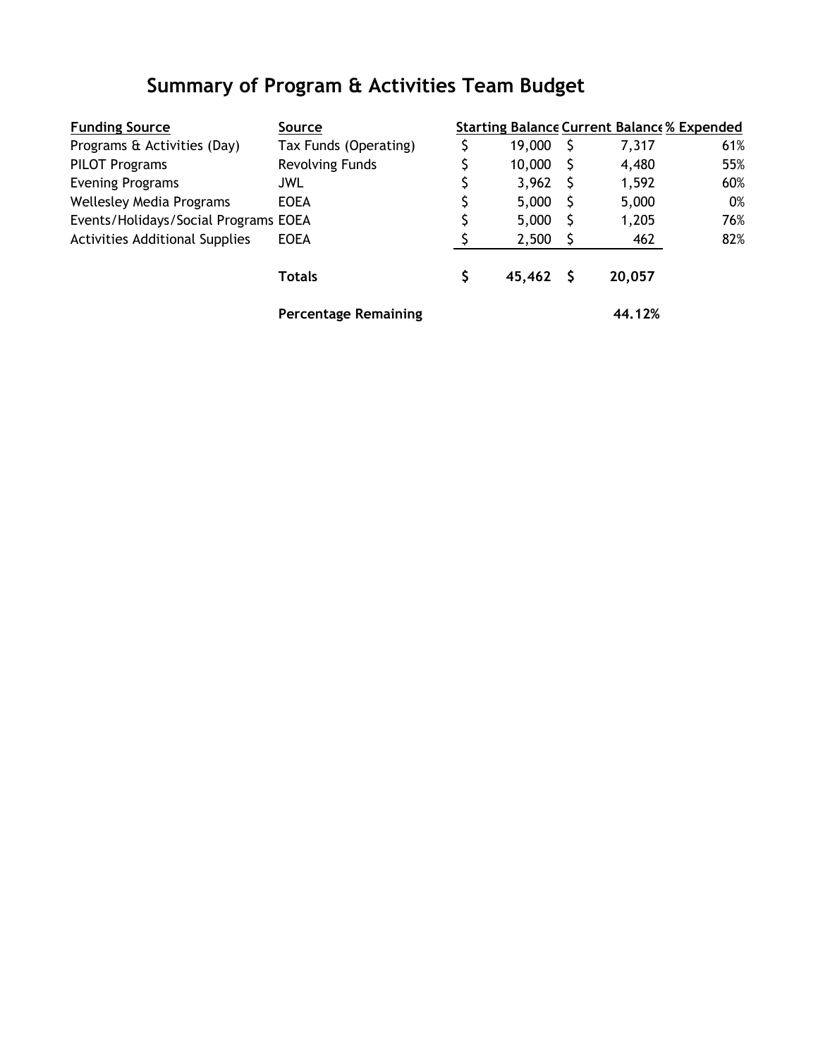# Summary of Program & Activities Team Budget

| Funding Source | Source | Starting Balance | Current Balance | % Expended |
|---|---|---|---|---|
| Programs & Activities (Day) | Tax Funds (Operating) | $ 19,000 | $ 7,317 | 61% |
| PILOT Programs | Revolving Funds | $ 10,000 | $ 4,480 | 55% |
| Evening Programs | JWL | $ 3,962 | $ 1,592 | 60% |
| Wellesley Media Programs | EOEA | $ 5,000 | $ 5,000 | 0% |
| Events/Holidays/Social Programs | EOEA | $ 5,000 | $ 1,205 | 76% |
| Activities Additional Supplies | EOEA | $ 2,500 | $ 462 | 82% |
| | **Totals** | **$ 45,462** | **$ 20,057** | |
| | **Percentage Remaining** | | **44.12%** | |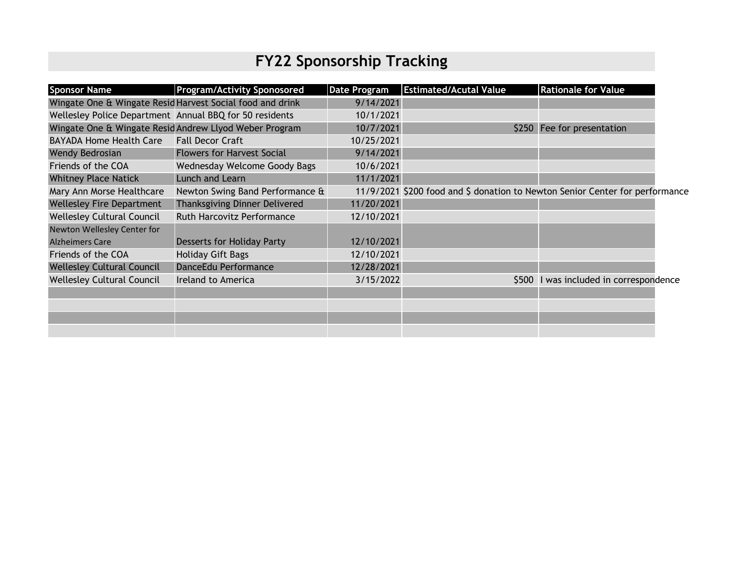# FY22 Sponsorship Tracking

| Sponsor Name | Program/Activity Sponosored | Date Program | Estimated/Acutal Value | Rationale for Value |
|---|---|---|---|---|
| Wingate One & Wingate Resid | Harvest Social food and drink | 9/14/2021 | | |
| Wellesley Police Department | Annual BBQ for 50 residents | 10/1/2021 | | |
| Wingate One & Wingate Resid | Andrew Llyod Weber Program | 10/7/2021 | $250 | Fee for presentation |
| BAYADA Home Health Care | Fall Decor Craft | 10/25/2021 | | |
| Wendy Bedrosian | Flowers for Harvest Social | 9/14/2021 | | |
| Friends of the COA | Wednesday Welcome Goody Bags | 10/6/2021 | | |
| Whitney Place Natick | Lunch and Learn | 11/1/2021 | | |
| Mary Ann Morse Healthcare | Newton Swing Band Performance & | 11/9/2021 | $200 food and $ donation to Newton Senior Center for performance | |
| Wellesley Fire Department | Thanksgiving Dinner Delivered | 11/20/2021 | | |
| Wellesley Cultural Council | Ruth Harcovitz Performance | 12/10/2021 | | |
| Newton Wellesley Center for Alzheimers Care | Desserts for Holiday Party | 12/10/2021 | | |
| Friends of the COA | Holiday Gift Bags | 12/10/2021 | | |
| Wellesley Cultural Council | DanceEdu Performance | 12/28/2021 | | |
| Wellesley Cultural Council | Ireland to America | 3/15/2022 | $500 | I was included in correspondence |
| | | | | |
| | | | | |
| | | | | |
| | | | | |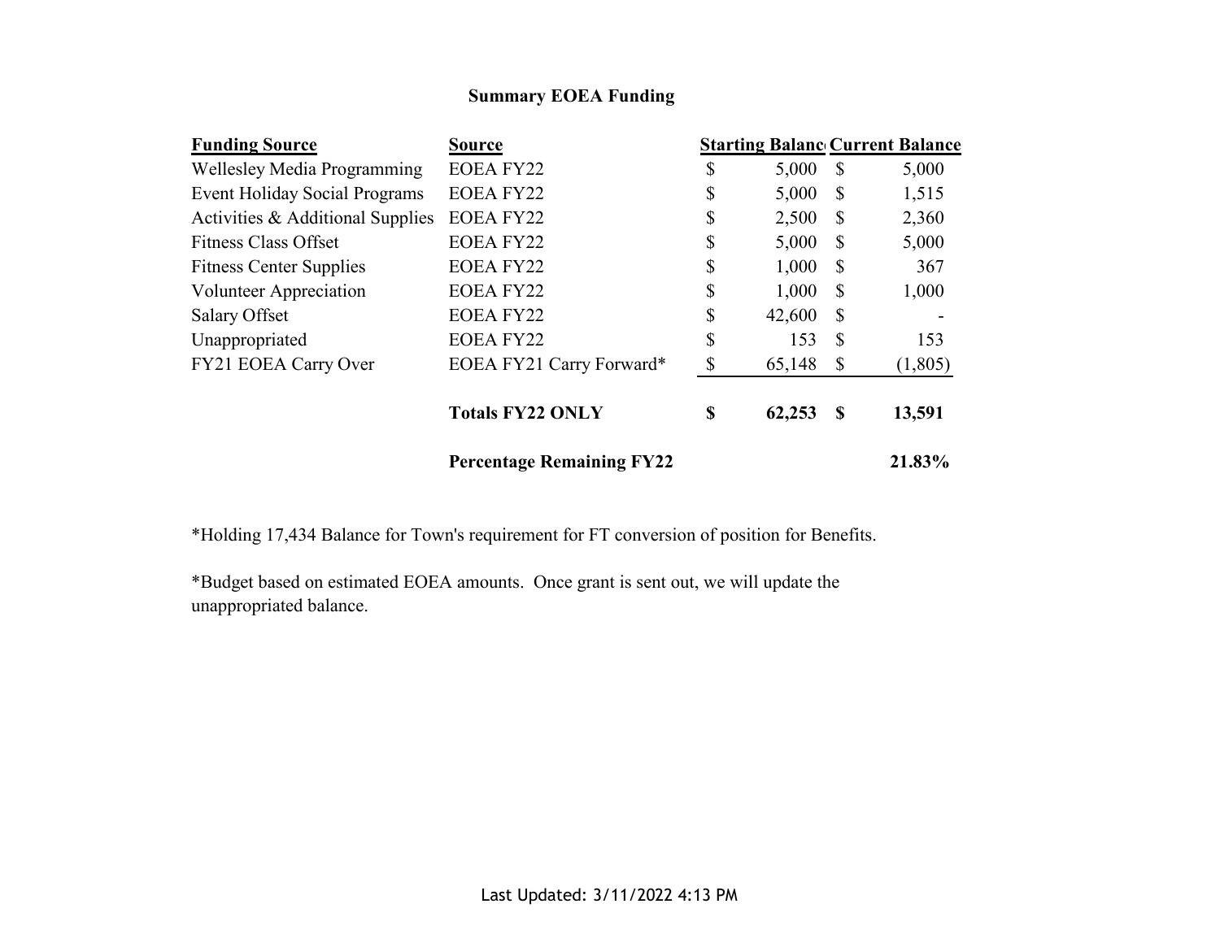## Summary EOEA Funding

| Funding Source | Source | Starting Balance | Current Balance |
|---|---|---|---|
| Wellesley Media Programming | EOEA FY22 | $ 5,000 | $ 5,000 |
| Event Holiday Social Programs | EOEA FY22 | $ 5,000 | $ 1,515 |
| Activities & Additional Supplies | EOEA FY22 | $ 2,500 | $ 2,360 |
| Fitness Class Offset | EOEA FY22 | $ 5,000 | $ 5,000 |
| Fitness Center Supplies | EOEA FY22 | $ 1,000 | $ 367 |
| Volunteer Appreciation | EOEA FY22 | $ 1,000 | $ 1,000 |
| Salary Offset | EOEA FY22 | $ 42,600 | $ - |
| Unappropriated | EOEA FY22 | $ 153 | $ 153 |
| FY21 EOEA Carry Over | EOEA FY21 Carry Forward* | $ 65,148 | $ (1,805) |
| | **Totals FY22 ONLY** | **$ 62,253** | **$ 13,591** |
| | **Percentage Remaining FY22** | | **21.83%** |

*Holding 17,434 Balance for Town's requirement for FT conversion of position for Benefits.

*Budget based on estimated EOEA amounts. Once grant is sent out, we will update the unappropriated balance.

Last Updated: 3/11/2022 4:13 PM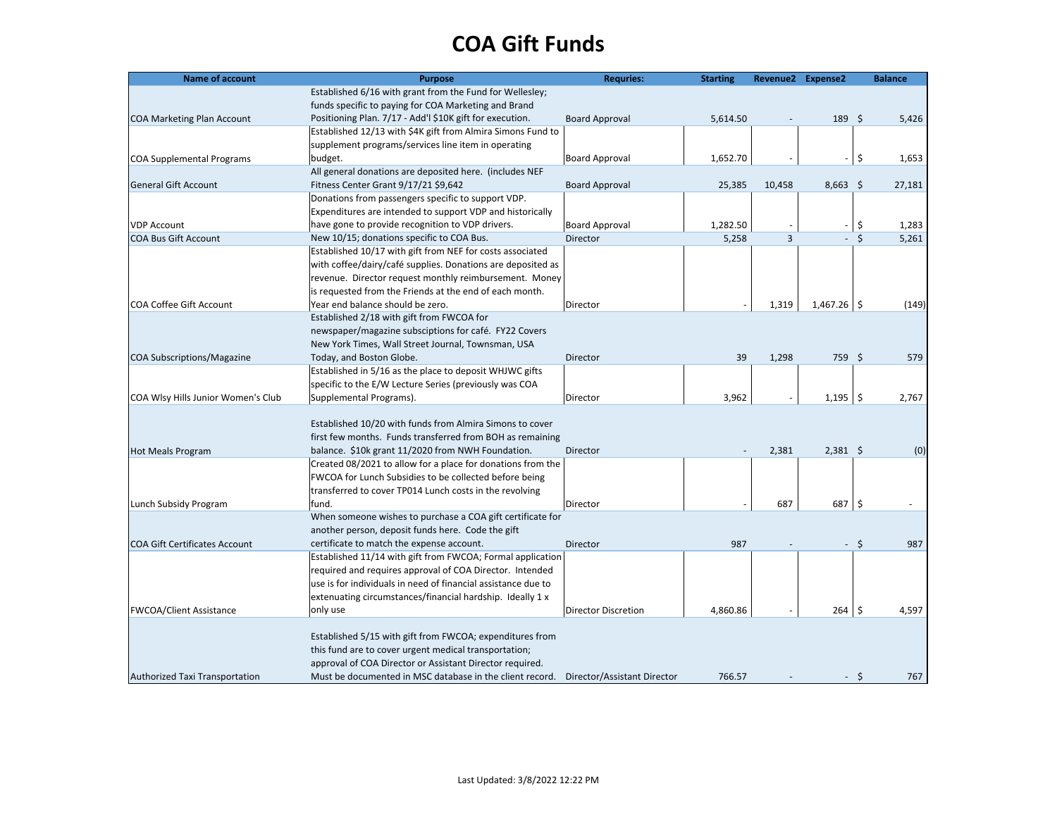# COA Gift Funds

| Name of account | Purpose | Requries: | Starting | Revenue2 | Expense2 | Balance |
|---|---|---|---|---|---|---|
| COA Marketing Plan Account | Established 6/16 with grant from the Fund for Wellesley; funds specific to paying for COA Marketing and Brand Positioning Plan. 7/17 - Add'l $10K gift for execution. | Board Approval | 5,614.50 | - | 189 | $ 5,426 |
| COA Supplemental Programs | Established 12/13 with $4K gift from Almira Simons Fund to supplement programs/services line item in operating budget. | Board Approval | 1,652.70 | - | - | $ 1,653 |
| General Gift Account | All general donations are deposited here. (includes NEF Fitness Center Grant 9/17/21 $9,642 | Board Approval | 25,385 | 10,458 | 8,663 | $ 27,181 |
| VDP Account | Donations from passengers specific to support VDP. Expenditures are intended to support VDP and historically have gone to provide recognition to VDP drivers. | Board Approval | 1,282.50 | - | - | $ 1,283 |
| COA Bus Gift Account | New 10/15; donations specific to COA Bus. | Director | 5,258 | 3 | - | $ 5,261 |
| COA Coffee Gift Account | Established 10/17 with gift from NEF for costs associated with coffee/dairy/café supplies. Donations are deposited as revenue. Director request monthly reimbursement. Money is requested from the Friends at the end of each month. Year end balance should be zero. | Director | - | 1,319 | 1,467.26 | $ (149) |
| COA Subscriptions/Magazine | Established 2/18 with gift from FWCOA for newspaper/magazine subsciptions for café. FY22 Covers New York Times, Wall Street Journal, Townsman, USA Today, and Boston Globe. | Director | 39 | 1,298 | 759 | $ 579 |
| COA Wlsy Hills Junior Women's Club | Established in 5/16 as the place to deposit WHJWC gifts specific to the E/W Lecture Series (previously was COA Supplemental Programs). | Director | 3,962 | - | 1,195 | $ 2,767 |
| Hot Meals Program | Established 10/20 with funds from Almira Simons to cover first few months. Funds transferred from BOH as remaining balance. $10k grant 11/2020 from NWH Foundation. | Director | - | 2,381 | 2,381 | $ (0) |
| Lunch Subsidy Program | Created 08/2021 to allow for a place for donations from the FWCOA for Lunch Subsidies to be collected before being transferred to cover TP014 Lunch costs in the revolving fund. | Director | - | 687 | 687 | $ - |
| COA Gift Certificates Account | When someone wishes to purchase a COA gift certificate for another person, deposit funds here. Code the gift certificate to match the expense account. | Director | 987 | - | - | $ 987 |
| FWCOA/Client Assistance | Established 11/14 with gift from FWCOA; Formal application required and requires approval of COA Director. Intended use is for individuals in need of financial assistance due to extenuating circumstances/financial hardship. Ideally 1 x only use | Director Discretion | 4,860.86 | - | 264 | $ 4,597 |
| Authorized Taxi Transportation | Established 5/15 with gift from FWCOA; expenditures from this fund are to cover urgent medical transportation; approval of COA Director or Assistant Director required. Must be documented in MSC database in the client record. | Director/Assistant Director | 766.57 | - | - | $ 767 |

Last Updated: 3/8/2022 12:22 PM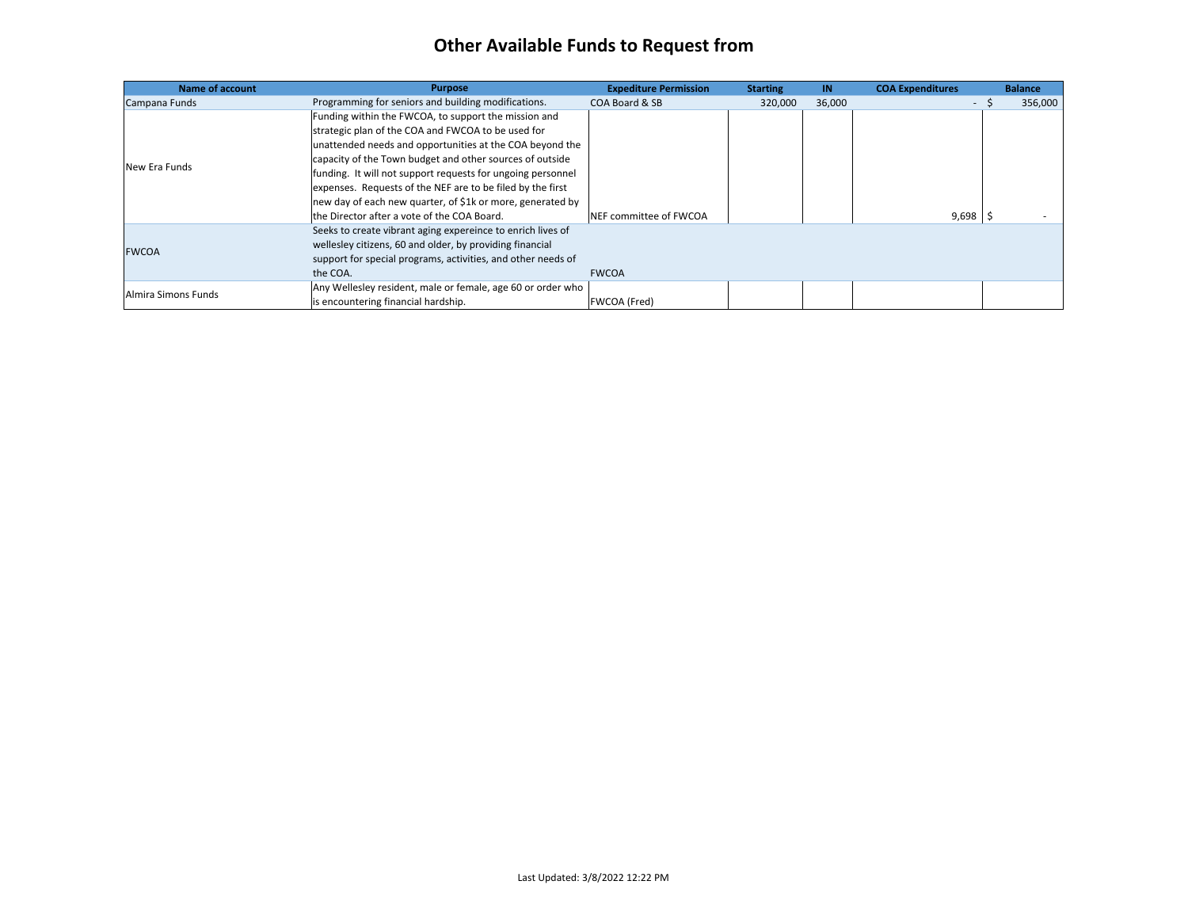# Other Available Funds to Request from

| Name of account | Purpose | Expediture Permission | Starting | IN | COA Expenditures | Balance |
|---|---|---|---|---|---|---|
| Campana Funds | Programming for seniors and building modifications. | COA Board & SB | 320,000 | 36,000 | - | $ 356,000 |
| New Era Funds | Funding within the FWCOA, to support the mission and strategic plan of the COA and FWCOA to be used for unattended needs and opportunities at the COA beyond the capacity of the Town budget and other sources of outside funding. It will not support requests for ungoing personnel expenses. Requests of the NEF are to be filed by the first new day of each new quarter, of $1k or more, generated by the Director after a vote of the COA Board. | NEF committee of FWCOA | | | 9,698 | $ - |
| FWCOA | Seeks to create vibrant aging expereince to enrich lives of wellesley citizens, 60 and older, by providing financial support for special programs, activities, and other needs of the COA. | FWCOA | | | | |
| Almira Simons Funds | Any Wellesley resident, male or female, age 60 or order who is encountering financial hardship. | FWCOA (Fred) | | | | |

Last Updated: 3/8/2022 12:22 PM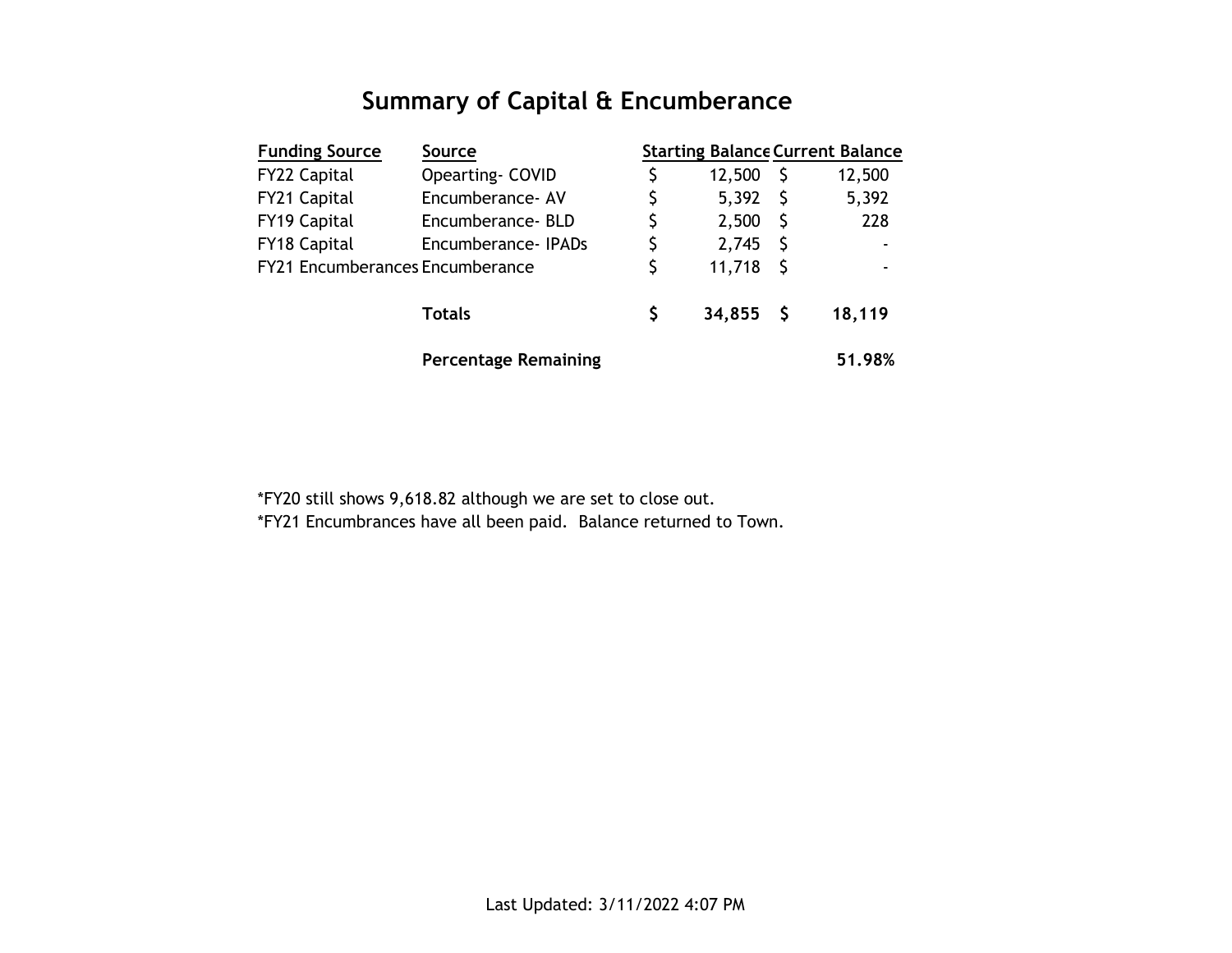# Summary of Capital & Encumberance

| Funding Source | Source | Starting Balance | Current Balance |
|---|---|---|---|
| FY22 Capital | Opearting- COVID | $ 12,500 | $ 12,500 |
| FY21 Capital | Encumberance- AV | $ 5,392 | $ 5,392 |
| FY19 Capital | Encumberance- BLD | $ 2,500 | $ 228 |
| FY18 Capital | Encumberance- IPADs | $ 2,745 | $ - |
| FY21 Encumberances | Encumberance | $ 11,718 | $ - |
| | **Totals** | **$ 34,855** | **$ 18,119** |
| | **Percentage Remaining** | | **51.98%** |

*FY20 still shows 9,618.82 although we are set to close out.
*FY21 Encumbrances have all been paid. Balance returned to Town.

Last Updated: 3/11/2022 4:07 PM